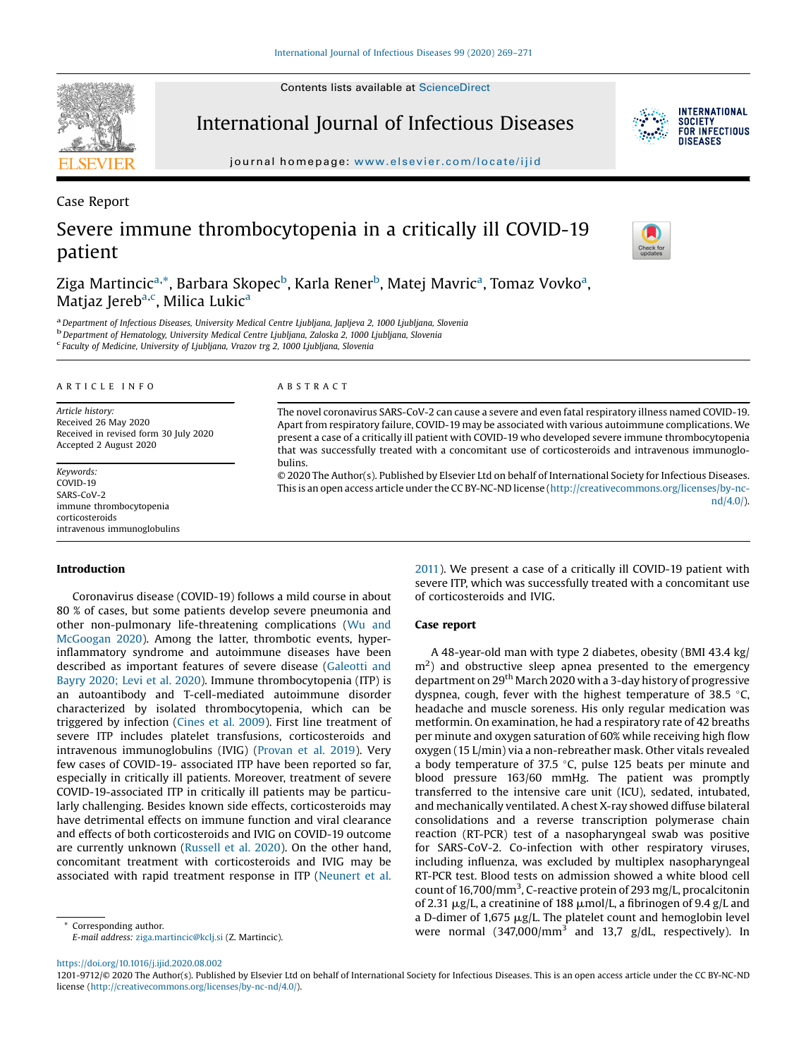Contents lists available at ScienceDirect

# International Journal of Infectious Diseases

journal homepage: www.elsevier.com/locate/ijid

Case Report

# Severe immune thrombocytopenia in a critically ill COVID-19 patient

Ziga Martincic[a,*], Barbara Skopec[b], Karla Rener[b], Matej Mavric[a], Tomaz Vovko[a], Matjaz Jereb[a,c], Milica Lukic[a]

[a] Department of Infectious Diseases, University Medical Centre Ljubljana, Japljeva 2, 1000 Ljubljana, Slovenia
[b] Department of Hematology, University Medical Centre Ljubljana, Zaloska 2, 1000 Ljubljana, Slovenia
[c] Faculty of Medicine, University of Ljubljana, Vrazov trg 2, 1000 Ljubljana, Slovenia

ARTICLE INFO

*Article history:*
Received 26 May 2020
Received in revised form 30 July 2020
Accepted 2 August 2020

*Keywords:*
COVID-19
SARS-CoV-2
immune thrombocytopenia
corticosteroids
intravenous immunoglobulins

ABSTRACT

The novel coronavirus SARS-CoV-2 can cause a severe and even fatal respiratory illness named COVID-19. Apart from respiratory failure, COVID-19 may be associated with various autoimmune complications. We present a case of a critically ill patient with COVID-19 who developed severe immune thrombocytopenia that was successfully treated with a concomitant use of corticosteroids and intravenous immunoglobulins.

© 2020 The Author(s). Published by Elsevier Ltd on behalf of International Society for Infectious Diseases. This is an open access article under the CC BY-NC-ND license (http://creativecommons.org/licenses/by-nc-nd/4.0/).

## Introduction

Coronavirus disease (COVID-19) follows a mild course in about 80 % of cases, but some patients develop severe pneumonia and other non-pulmonary life-threatening complications (Wu and McGoogan 2020). Among the latter, thrombotic events, hyper-inflammatory syndrome and autoimmune diseases have been described as important features of severe disease (Galeotti and Bayry 2020; Levi et al. 2020). Immune thrombocytopenia (ITP) is an autoantibody and T-cell-mediated autoimmune disorder characterized by isolated thrombocytopenia, which can be triggered by infection (Cines et al. 2009). First line treatment of severe ITP includes platelet transfusions, corticosteroids and intravenous immunoglobulins (IVIG) (Provan et al. 2019). Very few cases of COVID-19- associated ITP have been reported so far, especially in critically ill patients. Moreover, treatment of severe COVID-19-associated ITP in critically ill patients may be particularly challenging. Besides known side effects, corticosteroids may have detrimental effects on immune function and viral clearance and effects of both corticosteroids and IVIG on COVID-19 outcome are currently unknown (Russell et al. 2020). On the other hand, concomitant treatment with corticosteroids and IVIG may be associated with rapid treatment response in ITP (Neunert et al. 2011). We present a case of a critically ill COVID-19 patient with severe ITP, which was successfully treated with a concomitant use of corticosteroids and IVIG.

## Case report

A 48-year-old man with type 2 diabetes, obesity (BMI 43.4 kg/m$^2$) and obstructive sleep apnea presented to the emergency department on 29$^{th}$ March 2020 with a 3-day history of progressive dyspnea, cough, fever with the highest temperature of 38.5 °C, headache and muscle soreness. His only regular medication was metformin. On examination, he had a respiratory rate of 42 breaths per minute and oxygen saturation of 60% while receiving high flow oxygen (15 L/min) via a non-rebreather mask. Other vitals revealed a body temperature of 37.5 °C, pulse 125 beats per minute and blood pressure 163/60 mmHg. The patient was promptly transferred to the intensive care unit (ICU), sedated, intubated, and mechanically ventilated. A chest X-ray showed diffuse bilateral consolidations and a reverse transcription polymerase chain reaction (RT-PCR) test of a nasopharyngeal swab was positive for SARS-CoV-2. Co-infection with other respiratory viruses, including influenza, was excluded by multiplex nasopharyngeal RT-PCR test. Blood tests on admission showed a white blood cell count of 16,700/mm$^3$, C-reactive protein of 293 mg/L, procalcitonin of 2.31 μg/L, a creatinine of 188 μmol/L, a fibrinogen of 9.4 g/L and a D-dimer of 1,675 μg/L. The platelet count and hemoglobin level were normal (347,000/mm$^3$ and 13,7 g/dL, respectively). In

* Corresponding author.
*E-mail address:* ziga.martincic@kclj.si (Z. Martincic).

https://doi.org/10.1016/j.ijid.2020.08.002
1201-9712/© 2020 The Author(s). Published by Elsevier Ltd on behalf of International Society for Infectious Diseases. This is an open access article under the CC BY-NC-ND license (http://creativecommons.org/licenses/by-nc-nd/4.0/).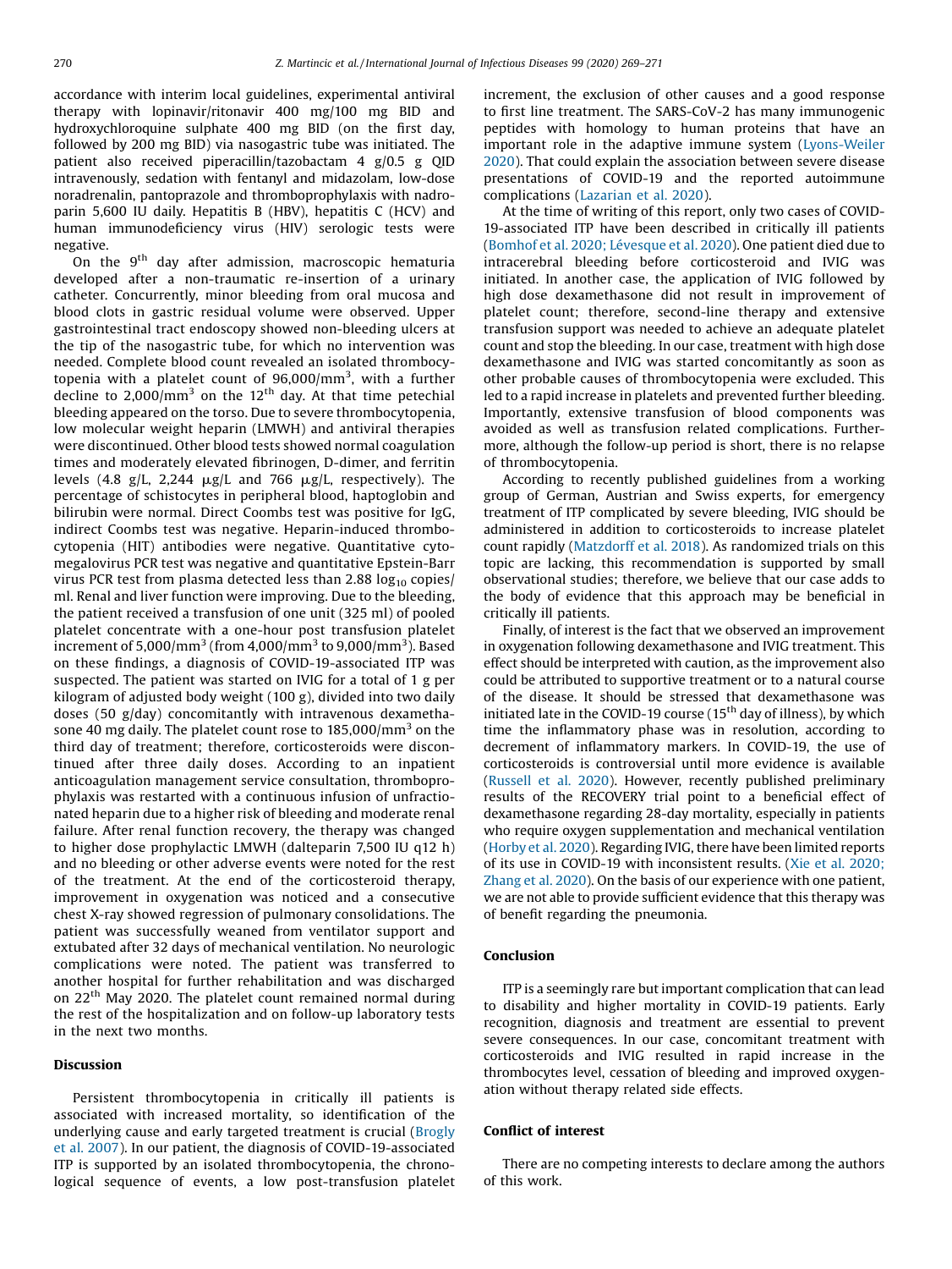accordance with interim local guidelines, experimental antiviral therapy with lopinavir/ritonavir 400 mg/100 mg BID and hydroxychloroquine sulphate 400 mg BID (on the first day, followed by 200 mg BID) via nasogastric tube was initiated. The patient also received piperacillin/tazobactam 4 g/0.5 g QID intravenously, sedation with fentanyl and midazolam, low-dose noradrenalin, pantoprazole and thromboprophylaxis with nadroparin 5,600 IU daily. Hepatitis B (HBV), hepatitis C (HCV) and human immunodeficiency virus (HIV) serologic tests were negative.

On the 9th day after admission, macroscopic hematuria developed after a non-traumatic re-insertion of a urinary catheter. Concurrently, minor bleeding from oral mucosa and blood clots in gastric residual volume were observed. Upper gastrointestinal tract endoscopy showed non-bleeding ulcers at the tip of the nasogastric tube, for which no intervention was needed. Complete blood count revealed an isolated thrombocytopenia with a platelet count of 96,000/mm$^3$, with a further decline to 2,000/mm$^3$ on the 12th day. At that time petechial bleeding appeared on the torso. Due to severe thrombocytopenia, low molecular weight heparin (LMWH) and antiviral therapies were discontinued. Other blood tests showed normal coagulation times and moderately elevated fibrinogen, D-dimer, and ferritin levels (4.8 g/L, 2,244 μg/L and 766 μg/L, respectively). The percentage of schistocytes in peripheral blood, haptoglobin and bilirubin were normal. Direct Coombs test was positive for IgG, indirect Coombs test was negative. Heparin-induced thrombocytopenia (HIT) antibodies were negative. Quantitative cytomegalovirus PCR test was negative and quantitative Epstein-Barr virus PCR test from plasma detected less than 2.88 $\log_{10}$ copies/ml. Renal and liver function were improving. Due to the bleeding, the patient received a transfusion of one unit (325 ml) of pooled platelet concentrate with a one-hour post transfusion platelet increment of 5,000/mm$^3$ (from 4,000/mm$^3$ to 9,000/mm$^3$). Based on these findings, a diagnosis of COVID-19-associated ITP was suspected. The patient was started on IVIG for a total of 1 g per kilogram of adjusted body weight (100 g), divided into two daily doses (50 g/day) concomitantly with intravenous dexamethasone 40 mg daily. The platelet count rose to 185,000/mm$^3$ on the third day of treatment; therefore, corticosteroids were discontinued after three daily doses. According to an inpatient anticoagulation management service consultation, thromboprophylaxis was restarted with a continuous infusion of unfractionated heparin due to a higher risk of bleeding and moderate renal failure. After renal function recovery, the therapy was changed to higher dose prophylactic LMWH (dalteparin 7,500 IU q12 h) and no bleeding or other adverse events were noted for the rest of the treatment. At the end of the corticosteroid therapy, improvement in oxygenation was noticed and a consecutive chest X-ray showed regression of pulmonary consolidations. The patient was successfully weaned from ventilator support and extubated after 32 days of mechanical ventilation. No neurologic complications were noted. The patient was transferred to another hospital for further rehabilitation and was discharged on 22nd May 2020. The platelet count remained normal during the rest of the hospitalization and on follow-up laboratory tests in the next two months.

## Discussion

Persistent thrombocytopenia in critically ill patients is associated with increased mortality, so identification of the underlying cause and early targeted treatment is crucial (Brogly et al. 2007). In our patient, the diagnosis of COVID-19-associated ITP is supported by an isolated thrombocytopenia, the chronological sequence of events, a low post-transfusion platelet increment, the exclusion of other causes and a good response to first line treatment. The SARS-CoV-2 has many immunogenic peptides with homology to human proteins that have an important role in the adaptive immune system (Lyons-Weiler 2020). That could explain the association between severe disease presentations of COVID-19 and the reported autoimmune complications (Lazarian et al. 2020).

At the time of writing of this report, only two cases of COVID-19-associated ITP have been described in critically ill patients (Bomhof et al. 2020; Lévesque et al. 2020). One patient died due to intracerebral bleeding before corticosteroid and IVIG was initiated. In another case, the application of IVIG followed by high dose dexamethasone did not result in improvement of platelet count; therefore, second-line therapy and extensive transfusion support was needed to achieve an adequate platelet count and stop the bleeding. In our case, treatment with high dose dexamethasone and IVIG was started concomitantly as soon as other probable causes of thrombocytopenia were excluded. This led to a rapid increase in platelets and prevented further bleeding. Importantly, extensive transfusion of blood components was avoided as well as transfusion related complications. Furthermore, although the follow-up period is short, there is no relapse of thrombocytopenia.

According to recently published guidelines from a working group of German, Austrian and Swiss experts, for emergency treatment of ITP complicated by severe bleeding, IVIG should be administered in addition to corticosteroids to increase platelet count rapidly (Matzdorff et al. 2018). As randomized trials on this topic are lacking, this recommendation is supported by small observational studies; therefore, we believe that our case adds to the body of evidence that this approach may be beneficial in critically ill patients.

Finally, of interest is the fact that we observed an improvement in oxygenation following dexamethasone and IVIG treatment. This effect should be interpreted with caution, as the improvement also could be attributed to supportive treatment or to a natural course of the disease. It should be stressed that dexamethasone was initiated late in the COVID-19 course (15th day of illness), by which time the inflammatory phase was in resolution, according to decrement of inflammatory markers. In COVID-19, the use of corticosteroids is controversial until more evidence is available (Russell et al. 2020). However, recently published preliminary results of the RECOVERY trial point to a beneficial effect of dexamethasone regarding 28-day mortality, especially in patients who require oxygen supplementation and mechanical ventilation (Horby et al. 2020). Regarding IVIG, there have been limited reports of its use in COVID-19 with inconsistent results. (Xie et al. 2020; Zhang et al. 2020). On the basis of our experience with one patient, we are not able to provide sufficient evidence that this therapy was of benefit regarding the pneumonia.

## Conclusion

ITP is a seemingly rare but important complication that can lead to disability and higher mortality in COVID-19 patients. Early recognition, diagnosis and treatment are essential to prevent severe consequences. In our case, concomitant treatment with corticosteroids and IVIG resulted in rapid increase in the thrombocytes level, cessation of bleeding and improved oxygenation without therapy related side effects.

## Conflict of interest

There are no competing interests to declare among the authors of this work.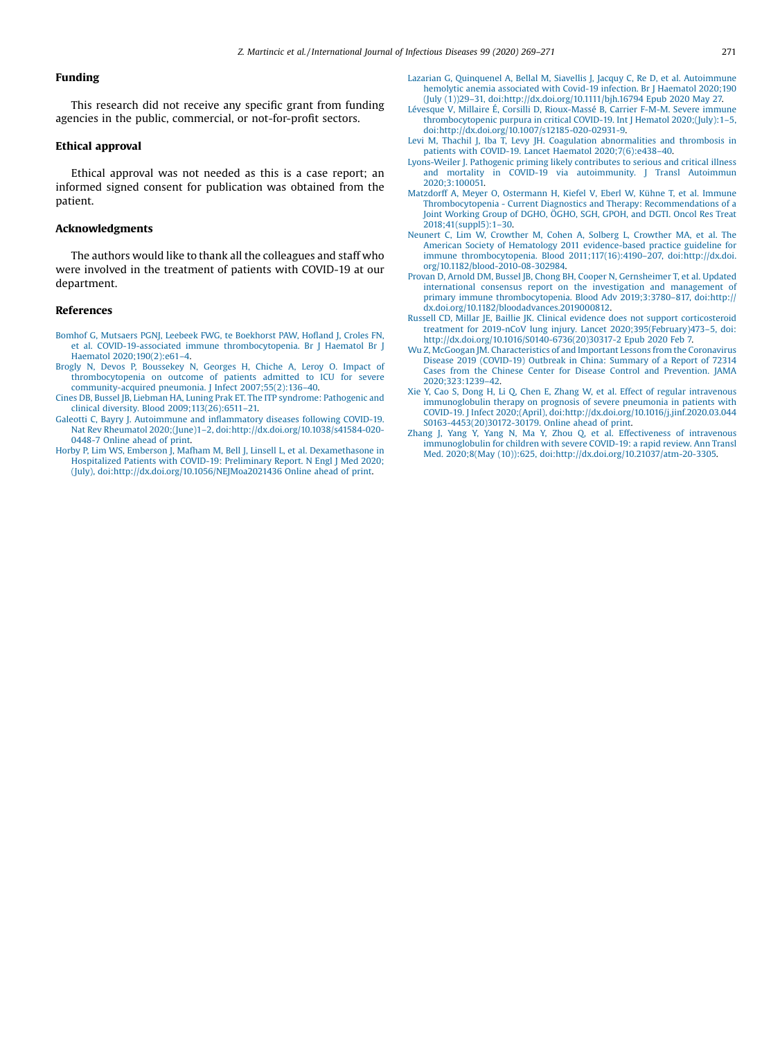## Funding

This research did not receive any specific grant from funding agencies in the public, commercial, or not-for-profit sectors.

## Ethical approval

Ethical approval was not needed as this is a case report; an informed signed consent for publication was obtained from the patient.

## Acknowledgments

The authors would like to thank all the colleagues and staff who were involved in the treatment of patients with COVID-19 at our department.

## References

Bomhof G, Mutsaers PGNJ, Leebeek FWG, te Boekhorst PAW, Hofland J, Croles FN, et al. COVID-19-associated immune thrombocytopenia. Br J Haematol Br J Haematol 2020;190(2):e61–4.

Brogly N, Devos P, Boussekey N, Georges H, Chiche A, Leroy O. Impact of thrombocytopenia on outcome of patients admitted to ICU for severe community-acquired pneumonia. J Infect 2007;55(2):136–40.

Cines DB, Bussel JB, Liebman HA, Luning Prak ET. The ITP syndrome: Pathogenic and clinical diversity. Blood 2009;113(26):6511–21.

Galeotti C, Bayry J. Autoimmune and inflammatory diseases following COVID-19. Nat Rev Rheumatol 2020;(June)1–2, doi:http://dx.doi.org/10.1038/s41584-020-0448-7 Online ahead of print.

Horby P, Lim WS, Emberson J, Mafham M, Bell J, Linsell L, et al. Dexamethasone in Hospitalized Patients with COVID-19: Preliminary Report. N Engl J Med 2020;(July), doi:http://dx.doi.org/10.1056/NEJMoa2021436 Online ahead of print.

Lazarian G, Quinquenel A, Bellal M, Siavellis J, Jacquy C, Re D, et al. Autoimmune hemolytic anemia associated with Covid-19 infection. Br J Haematol 2020;190 (July (1))29–31, doi:http://dx.doi.org/10.1111/bjh.16794 Epub 2020 May 27.

Lévesque V, Millaire É, Corsilli D, Rioux-Massé B, Carrier F-M-M. Severe immune thrombocytopenic purpura in critical COVID-19. Int J Hematol 2020;(July):1–5, doi:http://dx.doi.org/10.1007/s12185-020-02931-9.

Levi M, Thachil J, Iba T, Levy JH. Coagulation abnormalities and thrombosis in patients with COVID-19. Lancet Haematol 2020;7(6):e438–40.

Lyons-Weiler J. Pathogenic priming likely contributes to serious and critical illness and mortality in COVID-19 via autoimmunity. J Transl Autoimmun 2020;3:100051.

Matzdorff A, Meyer O, Ostermann H, Kiefel V, Eberl W, Kühne T, et al. Immune Thrombocytopenia - Current Diagnostics and Therapy: Recommendations of a Joint Working Group of DGHO, ÖGHO, SGH, GPOH, and DGTI. Oncol Res Treat 2018;41(suppl5):1–30.

Neunert C, Lim W, Crowther M, Cohen A, Solberg L, Crowther MA, et al. The American Society of Hematology 2011 evidence-based practice guideline for immune thrombocytopenia. Blood 2011;117(16):4190–207, doi:http://dx.doi.org/10.1182/blood-2010-08-302984.

Provan D, Arnold DM, Bussel JB, Chong BH, Cooper N, Gernsheimer T, et al. Updated international consensus report on the investigation and management of primary immune thrombocytopenia. Blood Adv 2019;3:3780–817, doi:http://dx.doi.org/10.1182/bloodadvances.2019000812.

Russell CD, Millar JE, Baillie JK. Clinical evidence does not support corticosteroid treatment for 2019-nCoV lung injury. Lancet 2020;395(February)473–5, doi:http://dx.doi.org/10.1016/S0140-6736(20)30317-2 Epub 2020 Feb 7.

Wu Z, McGoogan JM. Characteristics of and Important Lessons from the Coronavirus Disease 2019 (COVID-19) Outbreak in China: Summary of a Report of 72314 Cases from the Chinese Center for Disease Control and Prevention. JAMA 2020;323:1239–42.

Xie Y, Cao S, Dong H, Li Q, Chen E, Zhang W, et al. Effect of regular intravenous immunoglobulin therapy on prognosis of severe pneumonia in patients with COVID-19. J Infect 2020;(April), doi:http://dx.doi.org/10.1016/j.jinf.2020.03.044 S0163-4453(20)30172-30179. Online ahead of print.

Zhang J, Yang Y, Yang N, Ma Y, Zhou Q, et al. Effectiveness of intravenous immunoglobulin for children with severe COVID-19: a rapid review. Ann Transl Med. 2020;8(May (10)):625, doi:http://dx.doi.org/10.21037/atm-20-3305.